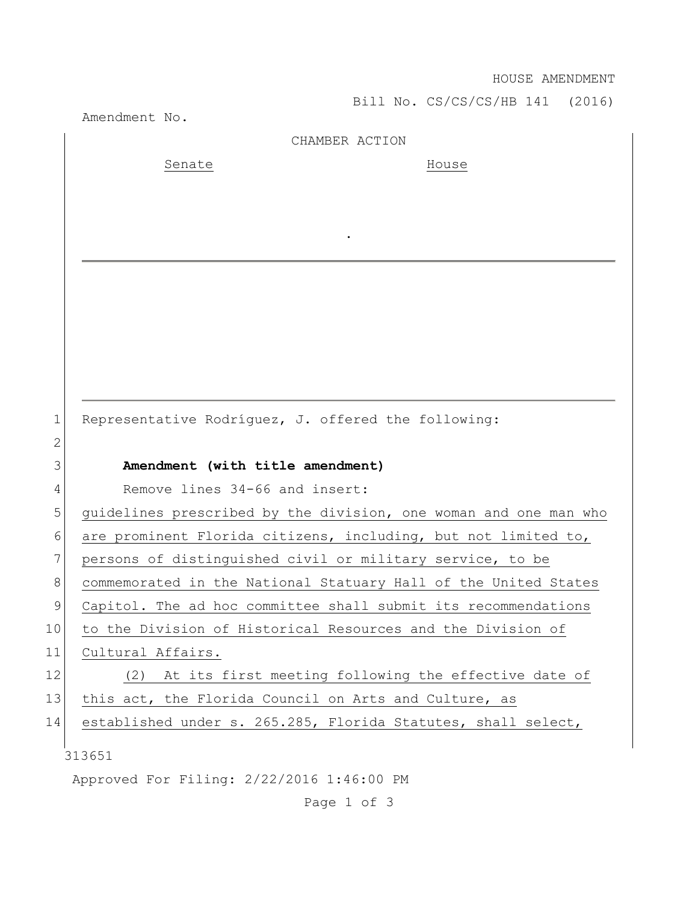HOUSE AMENDMENT

Bill No. CS/CS/CS/HB 141 (2016)

Amendment No.

CHAMBER ACTION

| Senate | House |
| --- | --- |
| | |

.

Representative Rodríguez, J. offered the following:

**Amendment (with title amendment)**

Remove lines 34-66 and insert:

guidelines prescribed by the division, one woman and one man who are prominent Florida citizens, including, but not limited to, persons of distinguished civil or military service, to be commemorated in the National Statuary Hall of the United States Capitol. The ad hoc committee shall submit its recommendations to the Division of Historical Resources and the Division of Cultural Affairs.

(2) At its first meeting following the effective date of this act, the Florida Council on Arts and Culture, as established under s. 265.285, Florida Statutes, shall select,

313651

Approved For Filing: 2/22/2016 1:46:00 PM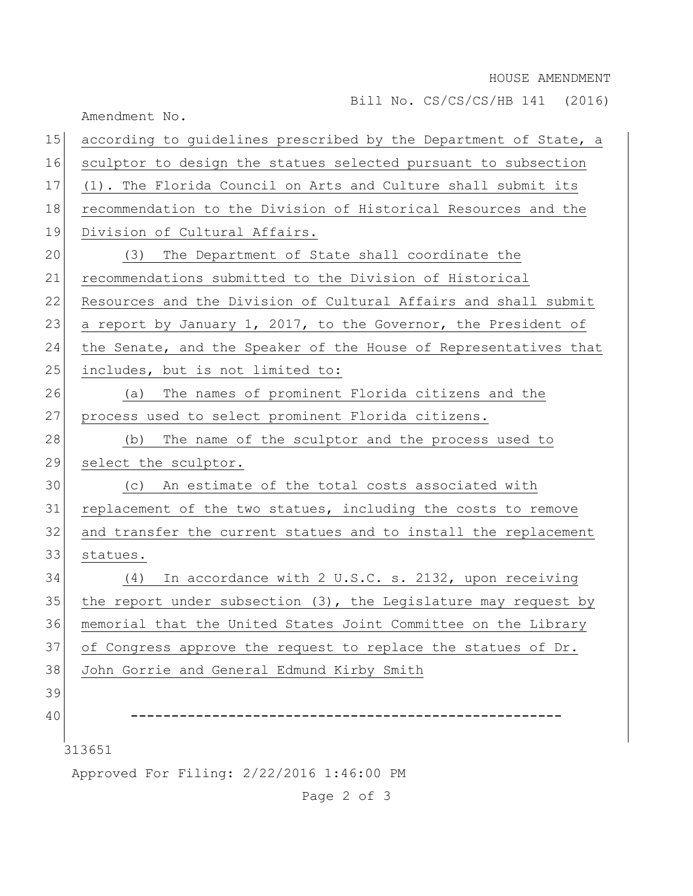according to guidelines prescribed by the Department of State, a sculptor to design the statues selected pursuant to subsection (1). The Florida Council on Arts and Culture shall submit its recommendation to the Division of Historical Resources and the Division of Cultural Affairs.

(3) The Department of State shall coordinate the recommendations submitted to the Division of Historical Resources and the Division of Cultural Affairs and shall submit a report by January 1, 2017, to the Governor, the President of the Senate, and the Speaker of the House of Representatives that includes, but is not limited to:

(a) The names of prominent Florida citizens and the process used to select prominent Florida citizens.

(b) The name of the sculptor and the process used to select the sculptor.

(c) An estimate of the total costs associated with replacement of the two statues, including the costs to remove and transfer the current statues and to install the replacement statues.

(4) In accordance with 2 U.S.C. s. 2132, upon receiving the report under subsection (3), the Legislature may request by memorial that the United States Joint Committee on the Library of Congress approve the request to replace the statues of Dr. John Gorrie and General Edmund Kirby Smith

-----------------------------------------------------

313651

Approved For Filing: 2/22/2016 1:46:00 PM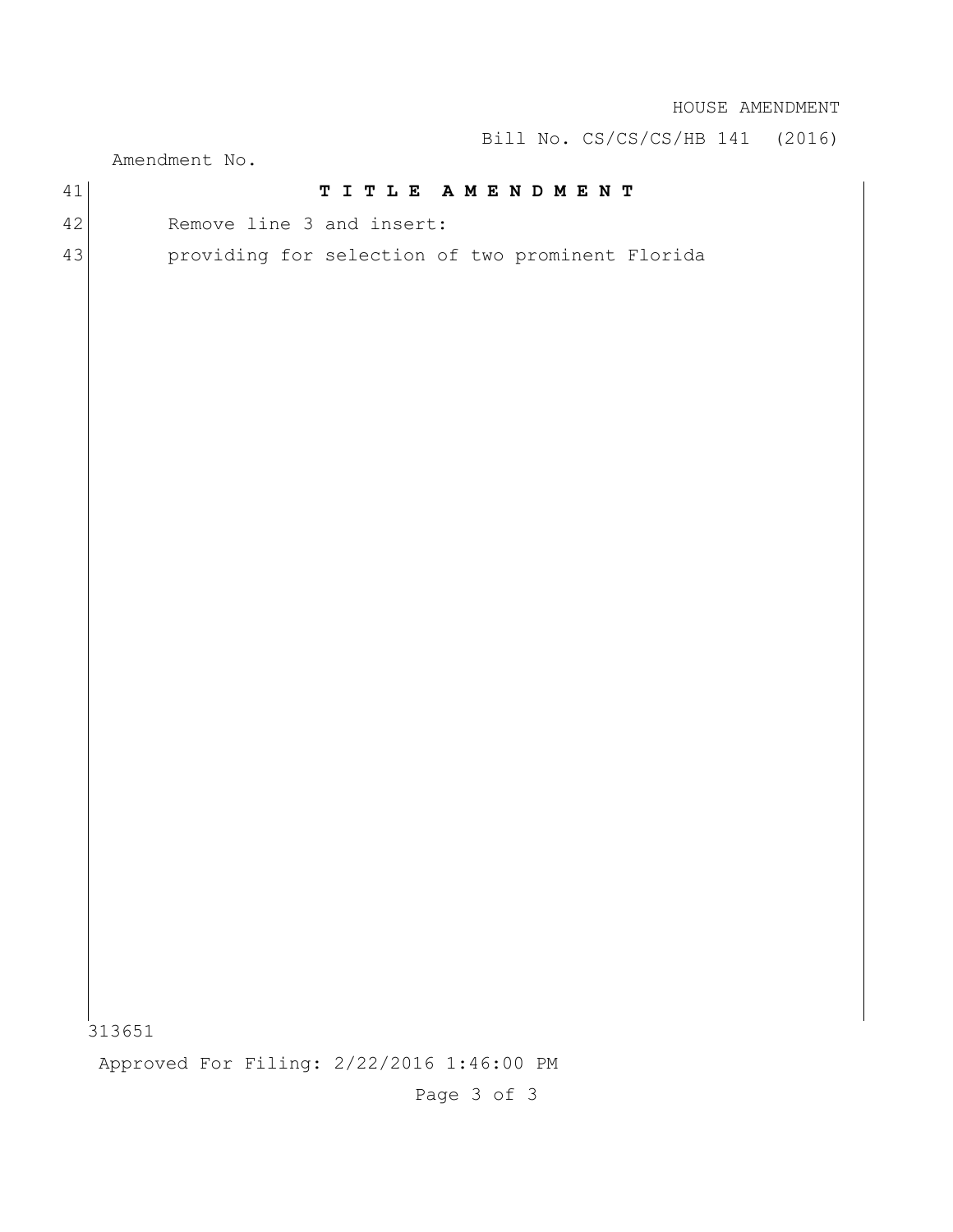## T I T L E A M E N D M E N T

Remove line 3 and insert:

providing for selection of two prominent Florida

313651

Approved For Filing: 2/22/2016 1:46:00 PM